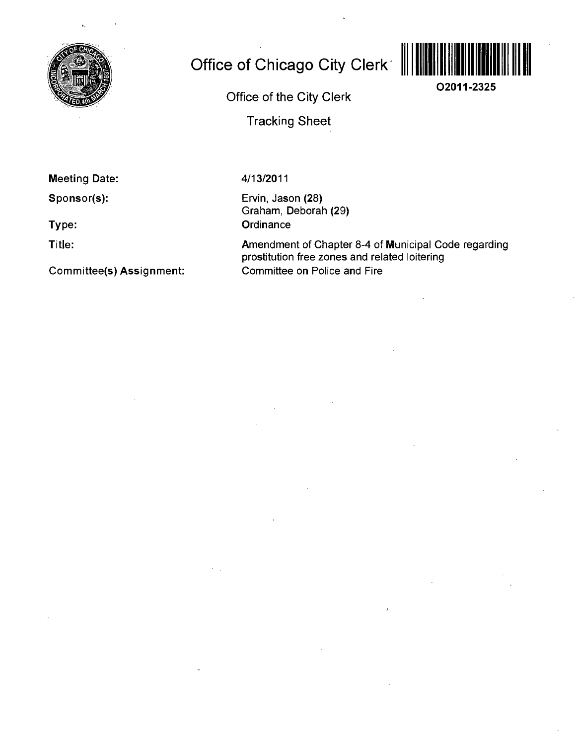# Office of Chicago City Clerk

O2011-2325

Office of the City Clerk

Tracking Sheet

**Meeting Date:** 4/13/2011

**Sponsor(s):** Ervin, Jason (28)
Graham, Deborah (29)

**Type:** Ordinance

**Title:** Amendment of Chapter 8-4 of Municipal Code regarding prostitution free zones and related loitering

**Committee(s) Assignment:** Committee on Police and Fire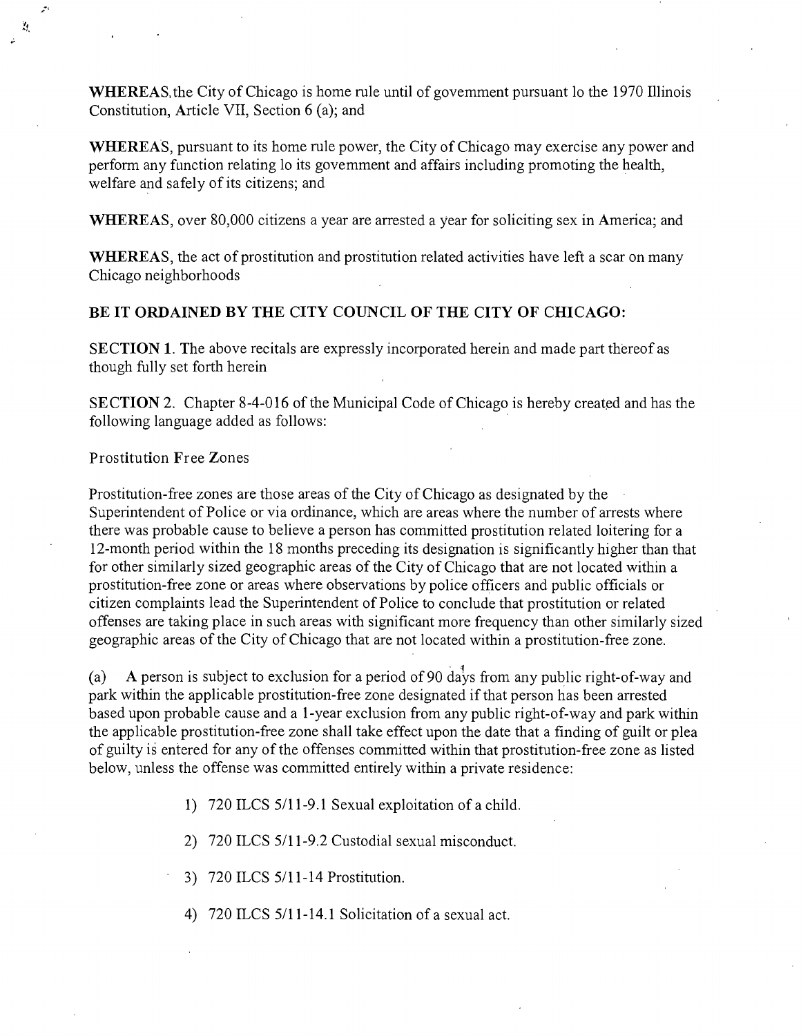**WHEREAS**, the City of Chicago is home rule until of govemment pursuant lo the 1970 Illinois Constitution, Article VII, Section 6 (a); and

**WHEREAS**, pursuant to its home rule power, the City of Chicago may exercise any power and perform any function relating lo its govemment and affairs including promoting the health, welfare and safely of its citizens; and

**WHEREAS**, over 80,000 citizens a year are arrested a year for soliciting sex in America; and

**WHEREAS**, the act of prostitution and prostitution related activities have left a scar on many Chicago neighborhoods

**BE IT ORDAINED BY THE CITY COUNCIL OF THE CITY OF CHICAGO:**

**SECTION 1**. The above recitals are expressly incorporated herein and made part thereof as though fully set forth herein

**SECTION 2**. Chapter 8-4-016 of the Municipal Code of Chicago is hereby created and has the following language added as follows:

Prostitution Free Zones

Prostitution-free zones are those areas of the City of Chicago as designated by the Superintendent of Police or via ordinance, which are areas where the number of arrests where there was probable cause to believe a person has committed prostitution related loitering for a 12-month period within the 18 months preceding its designation is significantly higher than that for other similarly sized geographic areas of the City of Chicago that are not located within a prostitution-free zone or areas where observations by police officers and public officials or citizen complaints lead the Superintendent of Police to conclude that prostitution or related offenses are taking place in such areas with significant more frequency than other similarly sized geographic areas of the City of Chicago that are not located within a prostitution-free zone.

(a) A person is subject to exclusion for a period of 90 days from any public right-of-way and park within the applicable prostitution-free zone designated if that person has been arrested based upon probable cause and a 1-year exclusion from any public right-of-way and park within the applicable prostitution-free zone shall take effect upon the date that a finding of guilt or plea of guilty is entered for any of the offenses committed within that prostitution-free zone as listed below, unless the offense was committed entirely within a private residence:

1) 720 ILCS 5/11-9.1 Sexual exploitation of a child.

2) 720 ILCS 5/11-9.2 Custodial sexual misconduct.

3) 720 ILCS 5/11-14 Prostitution.

4) 720 ILCS 5/11-14.1 Solicitation of a sexual act.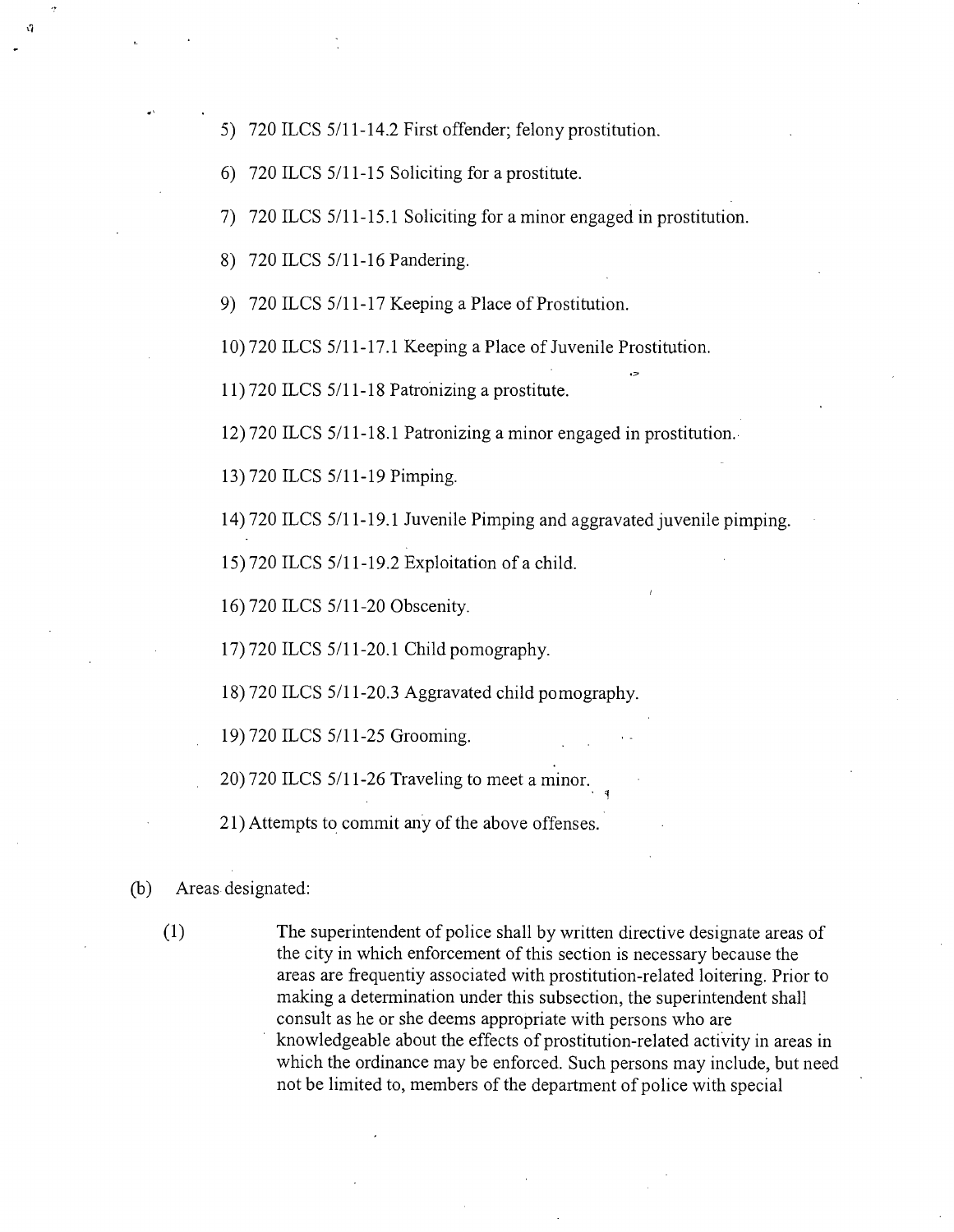5) 720 ILCS 5/11-14.2 First offender; felony prostitution.

6) 720 ILCS 5/11-15 Soliciting for a prostitute.

7) 720 ILCS 5/11-15.1 Soliciting for a minor engaged in prostitution.

8) 720 ILCS 5/11-16 Pandering.

9) 720 ILCS 5/11-17 Keeping a Place of Prostitution.

10) 720 ILCS 5/11-17.1 Keeping a Place of Juvenile Prostitution.

11) 720 ILCS 5/11-18 Patronizing a prostitute.

12) 720 ILCS 5/11-18.1 Patronizing a minor engaged in prostitution.

13) 720 ILCS 5/11-19 Pimping.

14) 720 ILCS 5/11-19.1 Juvenile Pimping and aggravated juvenile pimping.

15) 720 ILCS 5/11-19.2 Exploitation of a child.

16) 720 ILCS 5/11-20 Obscenity.

17) 720 ILCS 5/11-20.1 Child pornography.

18) 720 ILCS 5/11-20.3 Aggravated child pornography.

19) 720 ILCS 5/11-25 Grooming.

20) 720 ILCS 5/11-26 Traveling to meet a minor.

21) Attempts to commit any of the above offenses.

(b) Areas designated:

(1) The superintendent of police shall by written directive designate areas of the city in which enforcement of this section is necessary because the areas are frequently associated with prostitution-related loitering. Prior to making a determination under this subsection, the superintendent shall consult as he or she deems appropriate with persons who are knowledgeable about the effects of prostitution-related activity in areas in which the ordinance may be enforced. Such persons may include, but need not be limited to, members of the department of police with special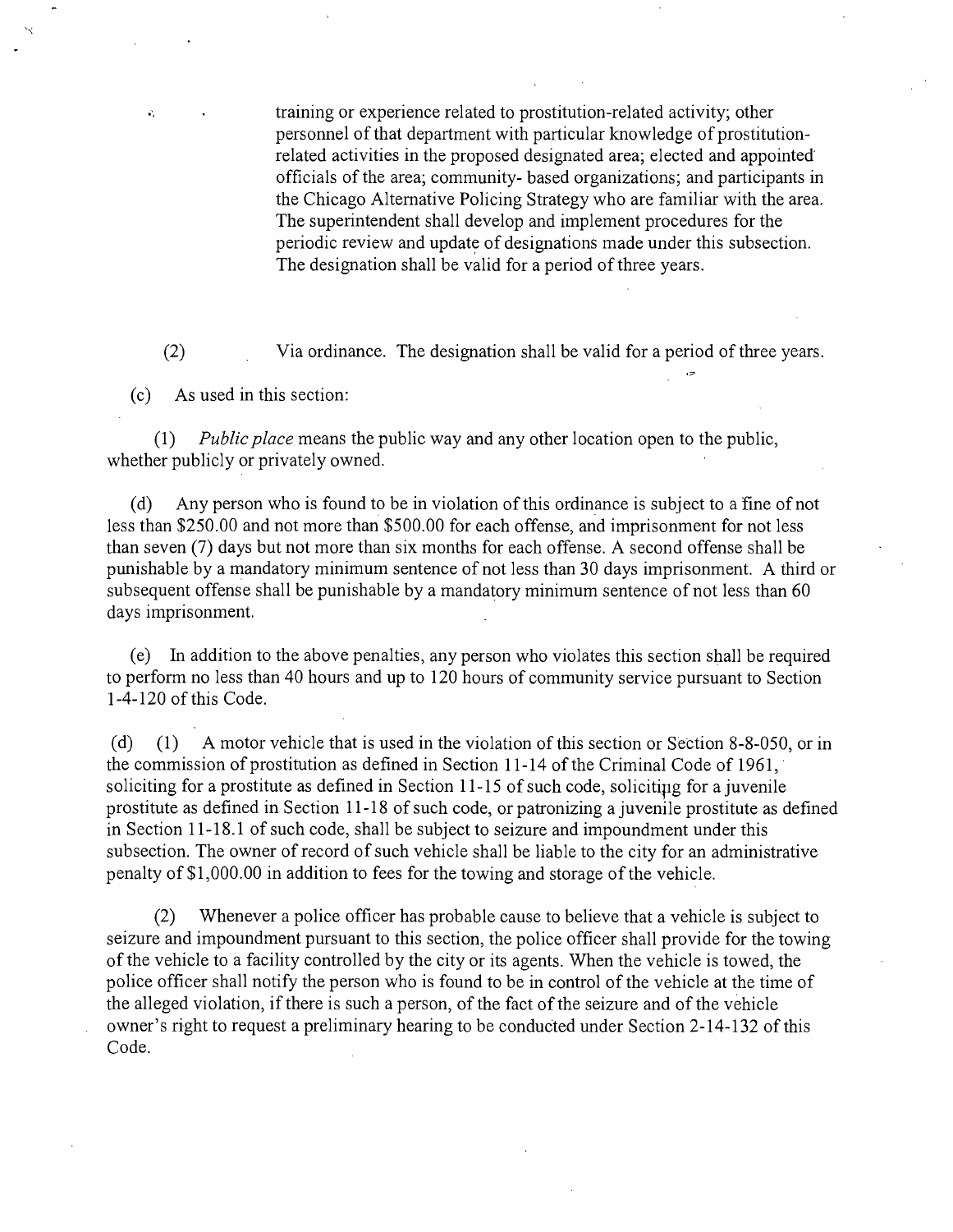training or experience related to prostitution-related activity; other personnel of that department with particular knowledge of prostitution-related activities in the proposed designated area; elected and appointed officials of the area; community- based organizations; and participants in the Chicago Alternative Policing Strategy who are familiar with the area. The superintendent shall develop and implement procedures for the periodic review and update of designations made under this subsection. The designation shall be valid for a period of three years.

(2) Via ordinance. The designation shall be valid for a period of three years.

(c) As used in this section:

(1) *Public place* means the public way and any other location open to the public, whether publicly or privately owned.

(d) Any person who is found to be in violation of this ordinance is subject to a fine of not less than $250.00 and not more than $500.00 for each offense, and imprisonment for not less than seven (7) days but not more than six months for each offense. A second offense shall be punishable by a mandatory minimum sentence of not less than 30 days imprisonment. A third or subsequent offense shall be punishable by a mandatory minimum sentence of not less than 60 days imprisonment.

(e) In addition to the above penalties, any person who violates this section shall be required to perform no less than 40 hours and up to 120 hours of community service pursuant to Section 1-4-120 of this Code.

(d) (1) A motor vehicle that is used in the violation of this section or Section 8-8-050, or in the commission of prostitution as defined in Section 11-14 of the Criminal Code of 1961, soliciting for a prostitute as defined in Section 11-15 of such code, soliciting for a juvenile prostitute as defined in Section 11-18 of such code, or patronizing a juvenile prostitute as defined in Section 11-18.1 of such code, shall be subject to seizure and impoundment under this subsection. The owner of record of such vehicle shall be liable to the city for an administrative penalty of $1,000.00 in addition to fees for the towing and storage of the vehicle.

(2) Whenever a police officer has probable cause to believe that a vehicle is subject to seizure and impoundment pursuant to this section, the police officer shall provide for the towing of the vehicle to a facility controlled by the city or its agents. When the vehicle is towed, the police officer shall notify the person who is found to be in control of the vehicle at the time of the alleged violation, if there is such a person, of the fact of the seizure and of the vehicle owner's right to request a preliminary hearing to be conducted under Section 2-14-132 of this Code.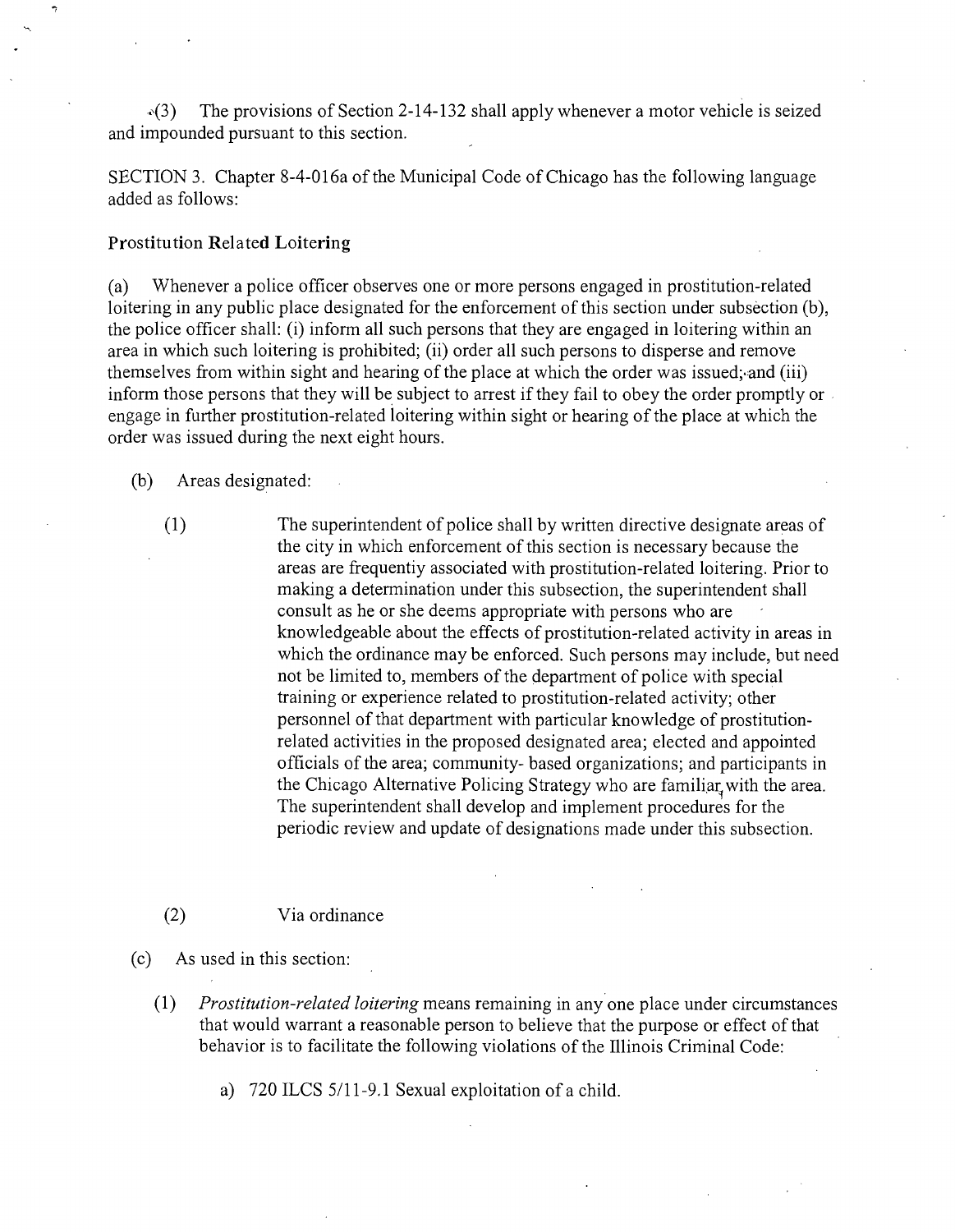(3) The provisions of Section 2-14-132 shall apply whenever a motor vehicle is seized and impounded pursuant to this section.

SECTION 3. Chapter 8-4-016a of the Municipal Code of Chicago has the following language added as follows:

**Prostitution Related Loitering**

(a) Whenever a police officer observes one or more persons engaged in prostitution-related loitering in any public place designated for the enforcement of this section under subsection (b), the police officer shall: (i) inform all such persons that they are engaged in loitering within an area in which such loitering is prohibited; (ii) order all such persons to disperse and remove themselves from within sight and hearing of the place at which the order was issued; and (iii) inform those persons that they will be subject to arrest if they fail to obey the order promptly or engage in further prostitution-related loitering within sight or hearing of the place at which the order was issued during the next eight hours.

(b) Areas designated:

(1) The superintendent of police shall by written directive designate areas of the city in which enforcement of this section is necessary because the areas are frequentiy associated with prostitution-related loitering. Prior to making a determination under this subsection, the superintendent shall consult as he or she deems appropriate with persons who are knowledgeable about the effects of prostitution-related activity in areas in which the ordinance may be enforced. Such persons may include, but need not be limited to, members of the department of police with special training or experience related to prostitution-related activity; other personnel of that department with particular knowledge of prostitution-related activities in the proposed designated area; elected and appointed officials of the area; community- based organizations; and participants in the Chicago Alternative Policing Strategy who are familiar with the area. The superintendent shall develop and implement procedures for the periodic review and update of designations made under this subsection.

(2) Via ordinance

(c) As used in this section:

(1) *Prostitution-related loitering* means remaining in any one place under circumstances that would warrant a reasonable person to believe that the purpose or effect of that behavior is to facilitate the following violations of the Illinois Criminal Code:

a) 720 ILCS 5/11-9.1 Sexual exploitation of a child.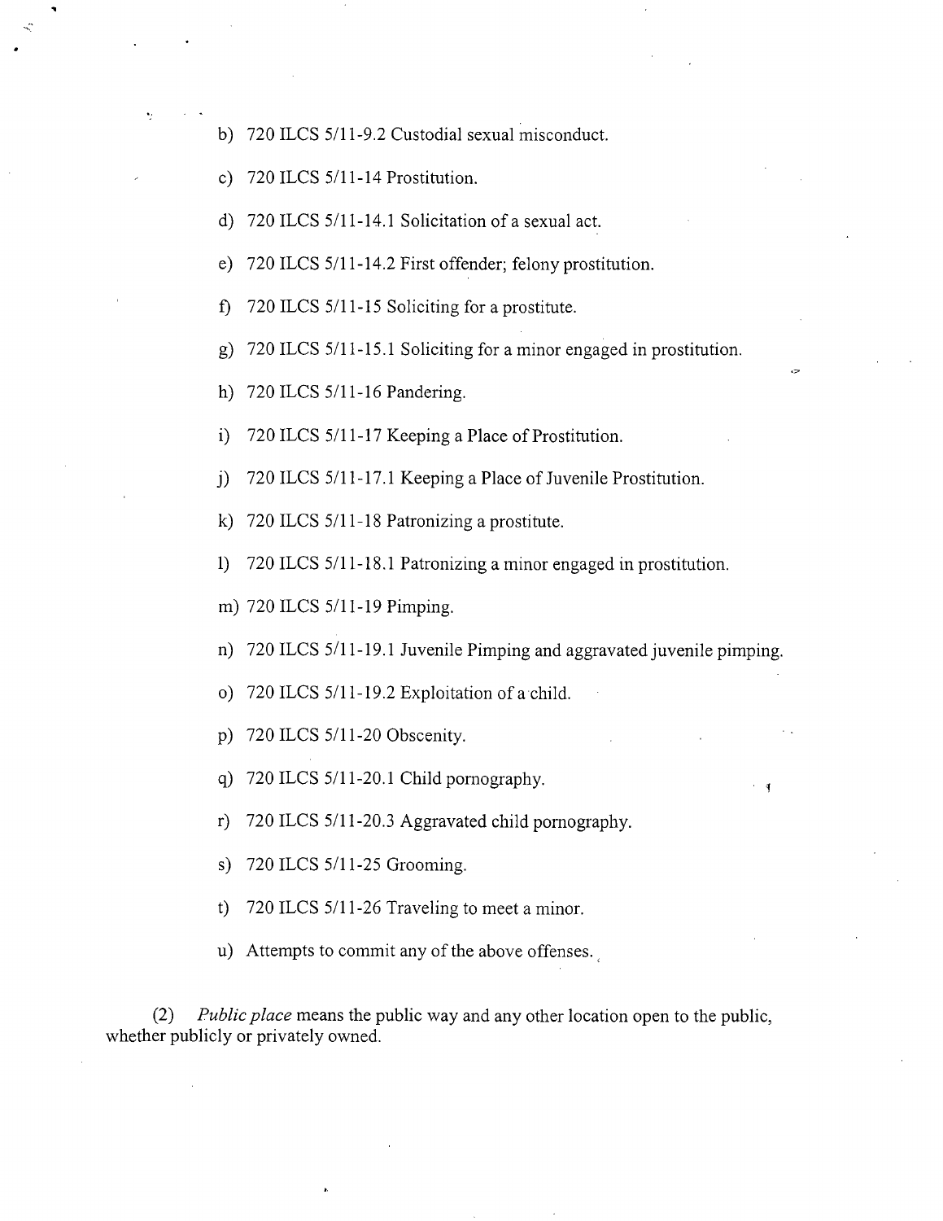b) 720 ILCS 5/11-9.2 Custodial sexual misconduct.

c) 720 ILCS 5/11-14 Prostitution.

d) 720 ILCS 5/11-14.1 Solicitation of a sexual act.

e) 720 ILCS 5/11-14.2 First offender; felony prostitution.

f) 720 ILCS 5/11-15 Soliciting for a prostitute.

g) 720 ILCS 5/11-15.1 Soliciting for a minor engaged in prostitution.

h) 720 ILCS 5/11-16 Pandering.

i) 720 ILCS 5/11-17 Keeping a Place of Prostitution.

j) 720 ILCS 5/11-17.1 Keeping a Place of Juvenile Prostitution.

k) 720 ILCS 5/11-18 Patronizing a prostitute.

l) 720 ILCS 5/11-18.1 Patronizing a minor engaged in prostitution.

m) 720 ILCS 5/11-19 Pimping.

n) 720 ILCS 5/11-19.1 Juvenile Pimping and aggravated juvenile pimping.

o) 720 ILCS 5/11-19.2 Exploitation of a child.

p) 720 ILCS 5/11-20 Obscenity.

q) 720 ILCS 5/11-20.1 Child pornography.

r) 720 ILCS 5/11-20.3 Aggravated child pornography.

s) 720 ILCS 5/11-25 Grooming.

t) 720 ILCS 5/11-26 Traveling to meet a minor.

u) Attempts to commit any of the above offenses.

(2) *Public place* means the public way and any other location open to the public, whether publicly or privately owned.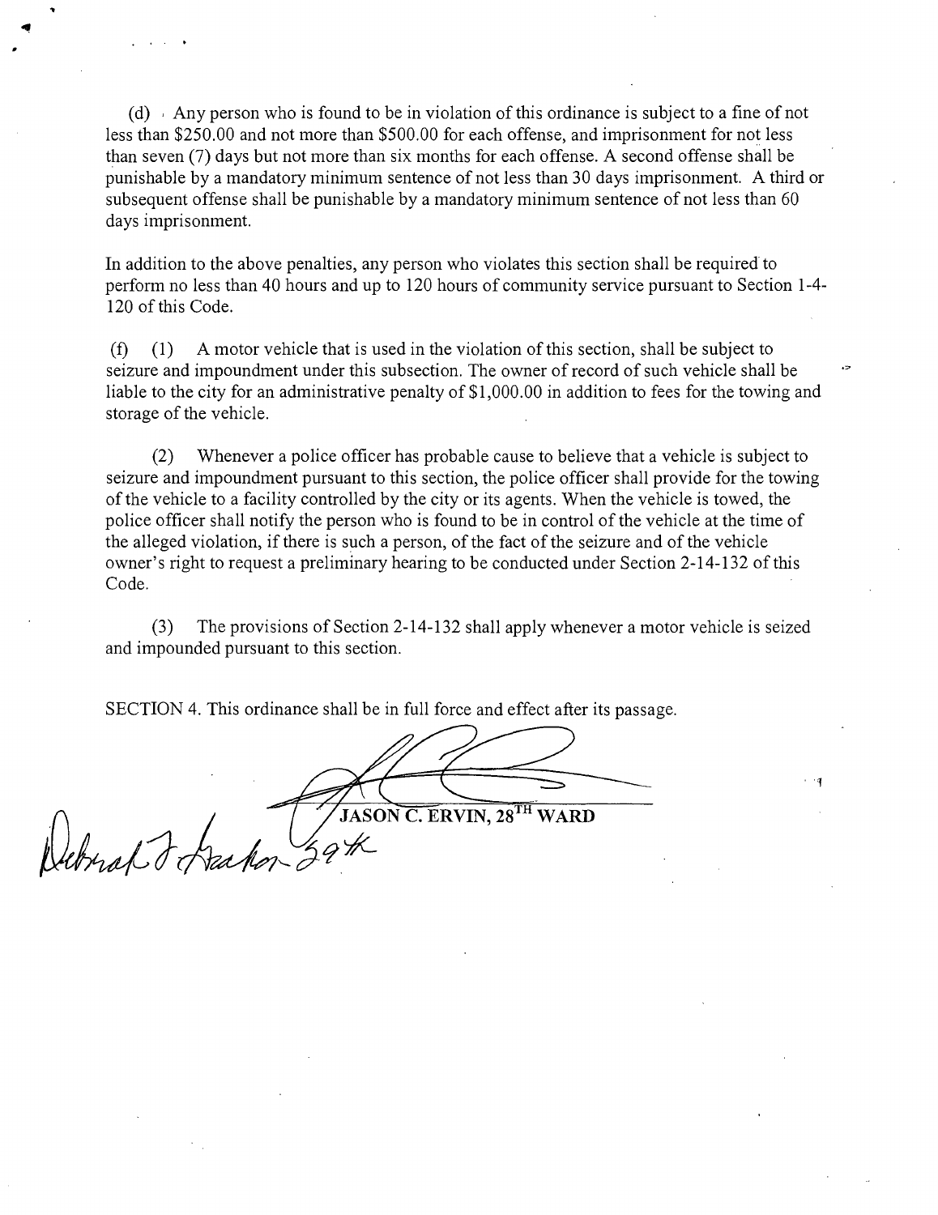(d) Any person who is found to be in violation of this ordinance is subject to a fine of not less than $250.00 and not more than $500.00 for each offense, and imprisonment for not less than seven (7) days but not more than six months for each offense. A second offense shall be punishable by a mandatory minimum sentence of not less than 30 days imprisonment. A third or subsequent offense shall be punishable by a mandatory minimum sentence of not less than 60 days imprisonment.

In addition to the above penalties, any person who violates this section shall be required to perform no less than 40 hours and up to 120 hours of community service pursuant to Section 1-4-120 of this Code.

(f) (1) A motor vehicle that is used in the violation of this section, shall be subject to seizure and impoundment under this subsection. The owner of record of such vehicle shall be liable to the city for an administrative penalty of $1,000.00 in addition to fees for the towing and storage of the vehicle.

(2) Whenever a police officer has probable cause to believe that a vehicle is subject to seizure and impoundment pursuant to this section, the police officer shall provide for the towing of the vehicle to a facility controlled by the city or its agents. When the vehicle is towed, the police officer shall notify the person who is found to be in control of the vehicle at the time of the alleged violation, if there is such a person, of the fact of the seizure and of the vehicle owner's right to request a preliminary hearing to be conducted under Section 2-14-132 of this Code.

(3) The provisions of Section 2-14-132 shall apply whenever a motor vehicle is seized and impounded pursuant to this section.

SECTION 4. This ordinance shall be in full force and effect after its passage.

**JASON C. ERVIN, 28TH WARD**

Deborah J Graham 29th